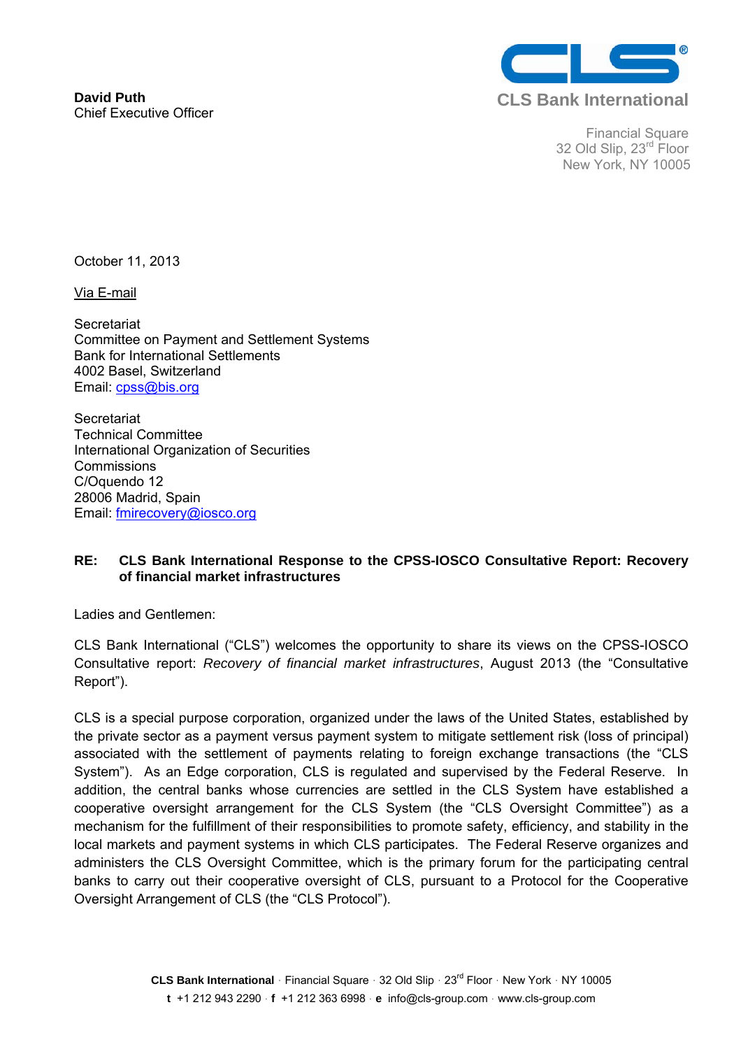**David Puth**
Chief Executive Officer

CLS Bank International

Financial Square
32 Old Slip, 23rd Floor
New York, NY 10005

October 11, 2013

Via E-mail

Secretariat
Committee on Payment and Settlement Systems
Bank for International Settlements
4002 Basel, Switzerland
Email: cpss@bis.org

Secretariat
Technical Committee
International Organization of Securities Commissions
C/Oquendo 12
28006 Madrid, Spain
Email: fmirecovery@iosco.org

**RE: CLS Bank International Response to the CPSS-IOSCO Consultative Report: Recovery of financial market infrastructures**

Ladies and Gentlemen:

CLS Bank International ("CLS") welcomes the opportunity to share its views on the CPSS-IOSCO Consultative report: *Recovery of financial market infrastructures*, August 2013 (the "Consultative Report").

CLS is a special purpose corporation, organized under the laws of the United States, established by the private sector as a payment versus payment system to mitigate settlement risk (loss of principal) associated with the settlement of payments relating to foreign exchange transactions (the "CLS System"). As an Edge corporation, CLS is regulated and supervised by the Federal Reserve. In addition, the central banks whose currencies are settled in the CLS System have established a cooperative oversight arrangement for the CLS System (the "CLS Oversight Committee") as a mechanism for the fulfillment of their responsibilities to promote safety, efficiency, and stability in the local markets and payment systems in which CLS participates. The Federal Reserve organizes and administers the CLS Oversight Committee, which is the primary forum for the participating central banks to carry out their cooperative oversight of CLS, pursuant to a Protocol for the Cooperative Oversight Arrangement of CLS (the "CLS Protocol").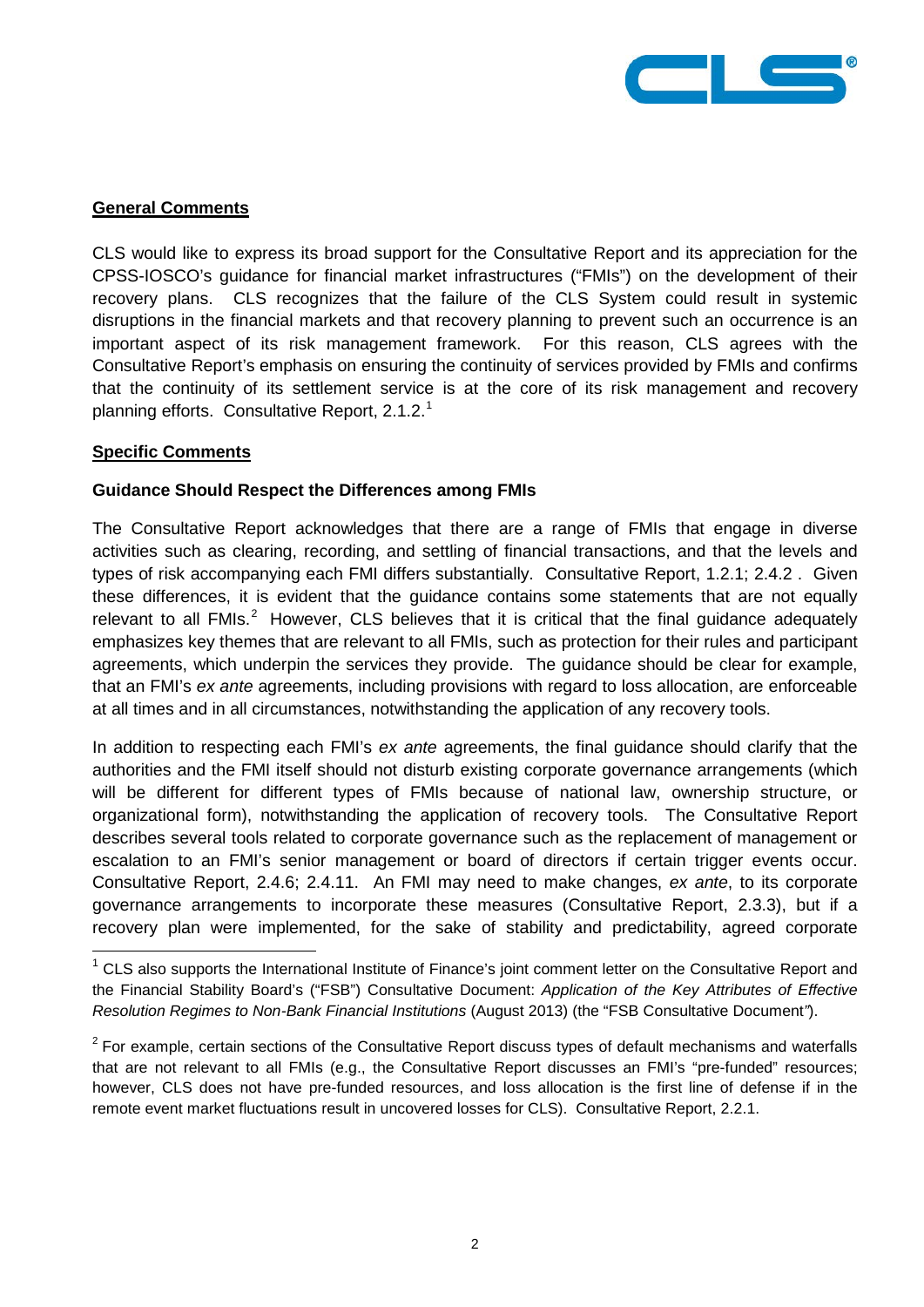## General Comments

CLS would like to express its broad support for the Consultative Report and its appreciation for the CPSS-IOSCO's guidance for financial market infrastructures ("FMIs") on the development of their recovery plans. CLS recognizes that the failure of the CLS System could result in systemic disruptions in the financial markets and that recovery planning to prevent such an occurrence is an important aspect of its risk management framework. For this reason, CLS agrees with the Consultative Report's emphasis on ensuring the continuity of services provided by FMIs and confirms that the continuity of its settlement service is at the core of its risk management and recovery planning efforts. Consultative Report, 2.1.2.[1]

## Specific Comments

### Guidance Should Respect the Differences among FMIs

The Consultative Report acknowledges that there are a range of FMIs that engage in diverse activities such as clearing, recording, and settling of financial transactions, and that the levels and types of risk accompanying each FMI differs substantially. Consultative Report, 1.2.1; 2.4.2 . Given these differences, it is evident that the guidance contains some statements that are not equally relevant to all FMIs.[2] However, CLS believes that it is critical that the final guidance adequately emphasizes key themes that are relevant to all FMIs, such as protection for their rules and participant agreements, which underpin the services they provide. The guidance should be clear for example, that an FMI's *ex ante* agreements, including provisions with regard to loss allocation, are enforceable at all times and in all circumstances, notwithstanding the application of any recovery tools.

In addition to respecting each FMI's *ex ante* agreements, the final guidance should clarify that the authorities and the FMI itself should not disturb existing corporate governance arrangements (which will be different for different types of FMIs because of national law, ownership structure, or organizational form), notwithstanding the application of recovery tools. The Consultative Report describes several tools related to corporate governance such as the replacement of management or escalation to an FMI's senior management or board of directors if certain trigger events occur. Consultative Report, 2.4.6; 2.4.11. An FMI may need to make changes, *ex ante*, to its corporate governance arrangements to incorporate these measures (Consultative Report, 2.3.3), but if a recovery plan were implemented, for the sake of stability and predictability, agreed corporate

---

[1] CLS also supports the International Institute of Finance's joint comment letter on the Consultative Report and the Financial Stability Board's ("FSB") Consultative Document: *Application of the Key Attributes of Effective Resolution Regimes to Non-Bank Financial Institutions* (August 2013) (the "FSB Consultative Document").

[2] For example, certain sections of the Consultative Report discuss types of default mechanisms and waterfalls that are not relevant to all FMIs (e.g., the Consultative Report discusses an FMI's "pre-funded" resources; however, CLS does not have pre-funded resources, and loss allocation is the first line of defense if in the remote event market fluctuations result in uncovered losses for CLS). Consultative Report, 2.2.1.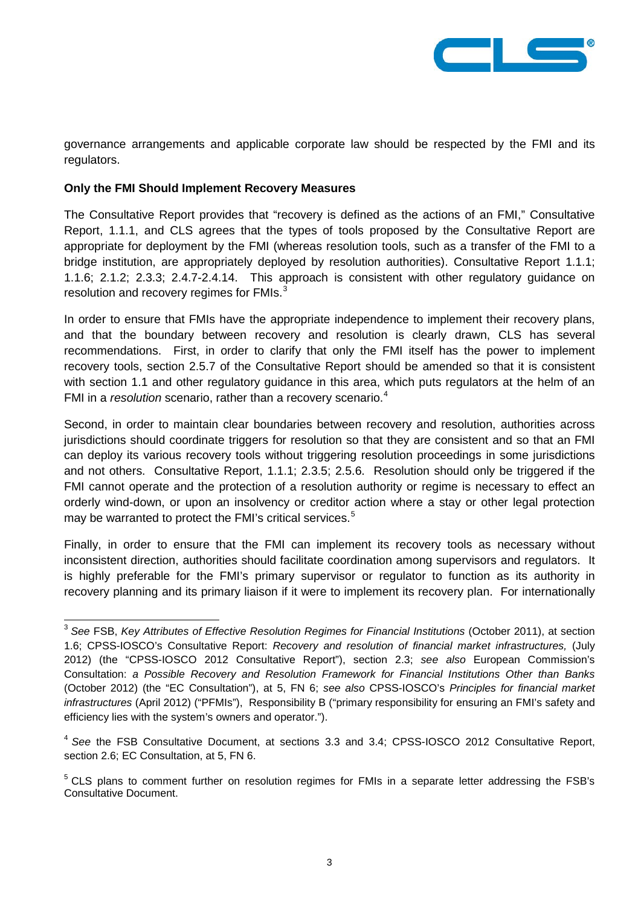governance arrangements and applicable corporate law should be respected by the FMI and its regulators.

**Only the FMI Should Implement Recovery Measures**

The Consultative Report provides that "recovery is defined as the actions of an FMI," Consultative Report, 1.1.1, and CLS agrees that the types of tools proposed by the Consultative Report are appropriate for deployment by the FMI (whereas resolution tools, such as a transfer of the FMI to a bridge institution, are appropriately deployed by resolution authorities). Consultative Report 1.1.1; 1.1.6; 2.1.2; 2.3.3; 2.4.7-2.4.14. This approach is consistent with other regulatory guidance on resolution and recovery regimes for FMIs.[3]

In order to ensure that FMIs have the appropriate independence to implement their recovery plans, and that the boundary between recovery and resolution is clearly drawn, CLS has several recommendations. First, in order to clarify that only the FMI itself has the power to implement recovery tools, section 2.5.7 of the Consultative Report should be amended so that it is consistent with section 1.1 and other regulatory guidance in this area, which puts regulators at the helm of an FMI in a *resolution* scenario, rather than a recovery scenario.[4]

Second, in order to maintain clear boundaries between recovery and resolution, authorities across jurisdictions should coordinate triggers for resolution so that they are consistent and so that an FMI can deploy its various recovery tools without triggering resolution proceedings in some jurisdictions and not others. Consultative Report, 1.1.1; 2.3.5; 2.5.6. Resolution should only be triggered if the FMI cannot operate and the protection of a resolution authority or regime is necessary to effect an orderly wind-down, or upon an insolvency or creditor action where a stay or other legal protection may be warranted to protect the FMI's critical services.[5]

Finally, in order to ensure that the FMI can implement its recovery tools as necessary without inconsistent direction, authorities should facilitate coordination among supervisors and regulators. It is highly preferable for the FMI's primary supervisor or regulator to function as its authority in recovery planning and its primary liaison if it were to implement its recovery plan. For internationally

---

[3] *See* FSB, *Key Attributes of Effective Resolution Regimes for Financial Institutions* (October 2011), at section 1.6; CPSS-IOSCO's Consultative Report: *Recovery and resolution of financial market infrastructures,* (July 2012) (the "CPSS-IOSCO 2012 Consultative Report"), section 2.3; *see also* European Commission's Consultation: *a Possible Recovery and Resolution Framework for Financial Institutions Other than Banks* (October 2012) (the "EC Consultation"), at 5, FN 6; *see also* CPSS-IOSCO's *Principles for financial market infrastructures* (April 2012) ("PFMIs"), Responsibility B ("primary responsibility for ensuring an FMI's safety and efficiency lies with the system's owners and operator.").

[4] *See* the FSB Consultative Document, at sections 3.3 and 3.4; CPSS-IOSCO 2012 Consultative Report, section 2.6; EC Consultation, at 5, FN 6.

[5] CLS plans to comment further on resolution regimes for FMIs in a separate letter addressing the FSB's Consultative Document.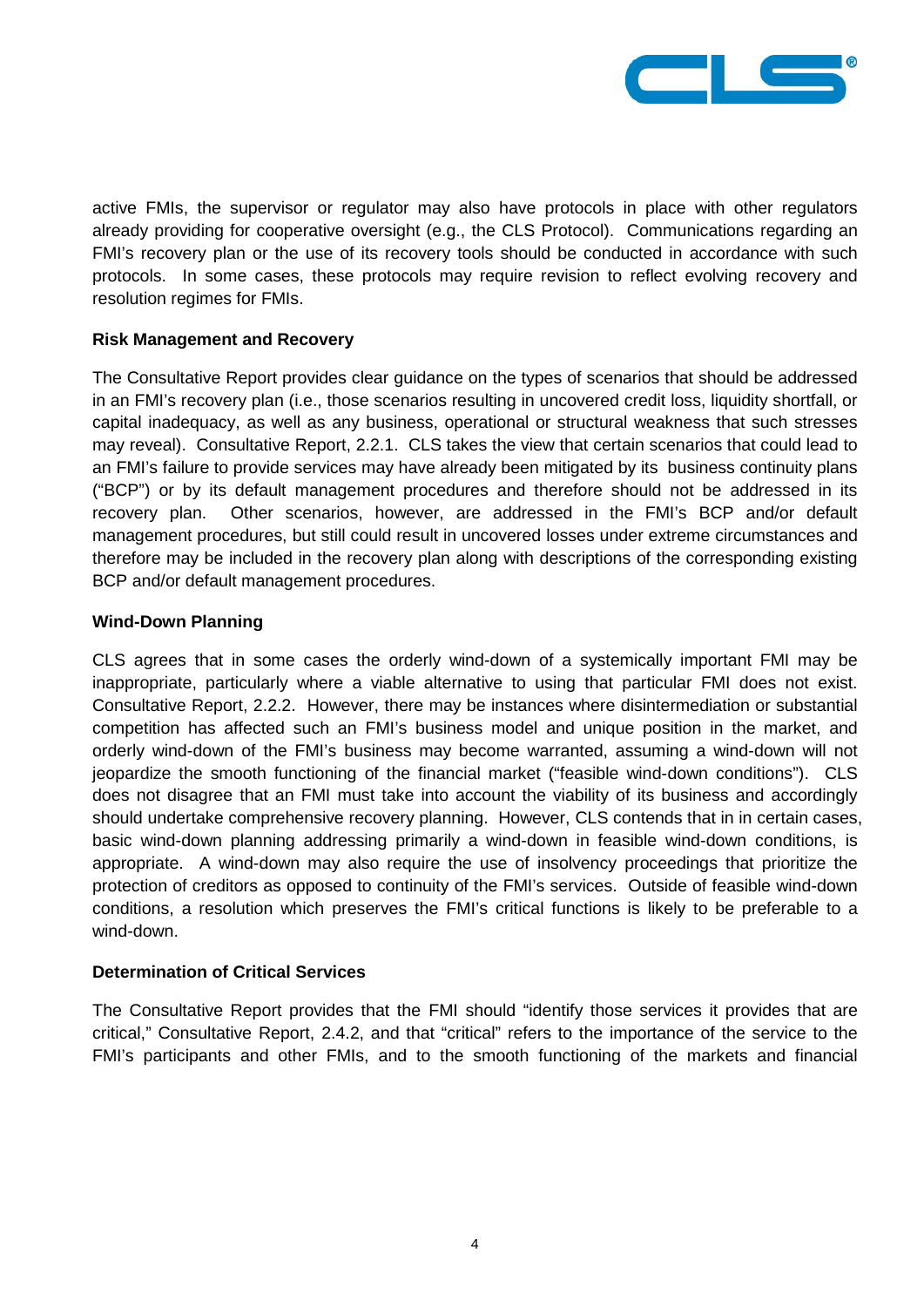active FMIs, the supervisor or regulator may also have protocols in place with other regulators already providing for cooperative oversight (e.g., the CLS Protocol). Communications regarding an FMI's recovery plan or the use of its recovery tools should be conducted in accordance with such protocols. In some cases, these protocols may require revision to reflect evolving recovery and resolution regimes for FMIs.

**Risk Management and Recovery**

The Consultative Report provides clear guidance on the types of scenarios that should be addressed in an FMI's recovery plan (i.e., those scenarios resulting in uncovered credit loss, liquidity shortfall, or capital inadequacy, as well as any business, operational or structural weakness that such stresses may reveal). Consultative Report, 2.2.1. CLS takes the view that certain scenarios that could lead to an FMI's failure to provide services may have already been mitigated by its business continuity plans ("BCP") or by its default management procedures and therefore should not be addressed in its recovery plan. Other scenarios, however, are addressed in the FMI's BCP and/or default management procedures, but still could result in uncovered losses under extreme circumstances and therefore may be included in the recovery plan along with descriptions of the corresponding existing BCP and/or default management procedures.

**Wind-Down Planning**

CLS agrees that in some cases the orderly wind-down of a systemically important FMI may be inappropriate, particularly where a viable alternative to using that particular FMI does not exist. Consultative Report, 2.2.2. However, there may be instances where disintermediation or substantial competition has affected such an FMI's business model and unique position in the market, and orderly wind-down of the FMI's business may become warranted, assuming a wind-down will not jeopardize the smooth functioning of the financial market ("feasible wind-down conditions"). CLS does not disagree that an FMI must take into account the viability of its business and accordingly should undertake comprehensive recovery planning. However, CLS contends that in in certain cases, basic wind-down planning addressing primarily a wind-down in feasible wind-down conditions, is appropriate. A wind-down may also require the use of insolvency proceedings that prioritize the protection of creditors as opposed to continuity of the FMI's services. Outside of feasible wind-down conditions, a resolution which preserves the FMI's critical functions is likely to be preferable to a wind-down.

**Determination of Critical Services**

The Consultative Report provides that the FMI should "identify those services it provides that are critical," Consultative Report, 2.4.2, and that "critical" refers to the importance of the service to the FMI's participants and other FMIs, and to the smooth functioning of the markets and financial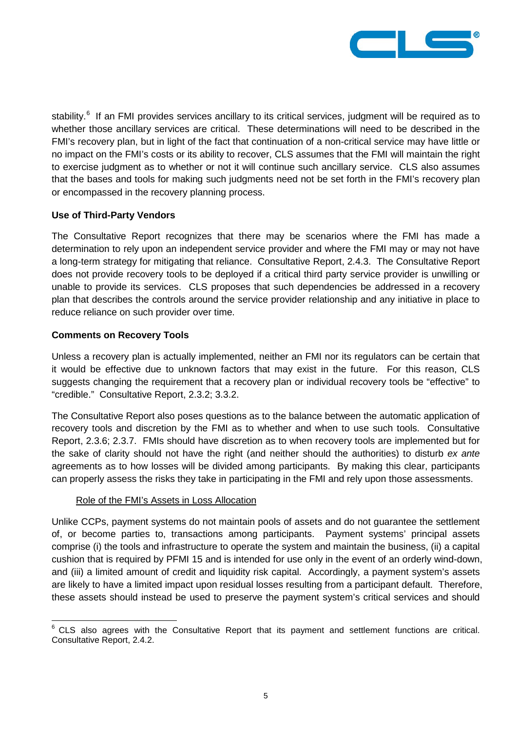stability.[6] If an FMI provides services ancillary to its critical services, judgment will be required as to whether those ancillary services are critical. These determinations will need to be described in the FMI's recovery plan, but in light of the fact that continuation of a non-critical service may have little or no impact on the FMI's costs or its ability to recover, CLS assumes that the FMI will maintain the right to exercise judgment as to whether or not it will continue such ancillary service. CLS also assumes that the bases and tools for making such judgments need not be set forth in the FMI's recovery plan or encompassed in the recovery planning process.

**Use of Third-Party Vendors**

The Consultative Report recognizes that there may be scenarios where the FMI has made a determination to rely upon an independent service provider and where the FMI may or may not have a long-term strategy for mitigating that reliance. Consultative Report, 2.4.3. The Consultative Report does not provide recovery tools to be deployed if a critical third party service provider is unwilling or unable to provide its services. CLS proposes that such dependencies be addressed in a recovery plan that describes the controls around the service provider relationship and any initiative in place to reduce reliance on such provider over time.

**Comments on Recovery Tools**

Unless a recovery plan is actually implemented, neither an FMI nor its regulators can be certain that it would be effective due to unknown factors that may exist in the future. For this reason, CLS suggests changing the requirement that a recovery plan or individual recovery tools be "effective" to "credible." Consultative Report, 2.3.2; 3.3.2.

The Consultative Report also poses questions as to the balance between the automatic application of recovery tools and discretion by the FMI as to whether and when to use such tools. Consultative Report, 2.3.6; 2.3.7. FMIs should have discretion as to when recovery tools are implemented but for the sake of clarity should not have the right (and neither should the authorities) to disturb *ex ante* agreements as to how losses will be divided among participants. By making this clear, participants can properly assess the risks they take in participating in the FMI and rely upon those assessments.

<u>Role of the FMI's Assets in Loss Allocation</u>

Unlike CCPs, payment systems do not maintain pools of assets and do not guarantee the settlement of, or become parties to, transactions among participants. Payment systems' principal assets comprise (i) the tools and infrastructure to operate the system and maintain the business, (ii) a capital cushion that is required by PFMI 15 and is intended for use only in the event of an orderly wind-down, and (iii) a limited amount of credit and liquidity risk capital. Accordingly, a payment system's assets are likely to have a limited impact upon residual losses resulting from a participant default. Therefore, these assets should instead be used to preserve the payment system's critical services and should

[6] CLS also agrees with the Consultative Report that its payment and settlement functions are critical. Consultative Report, 2.4.2.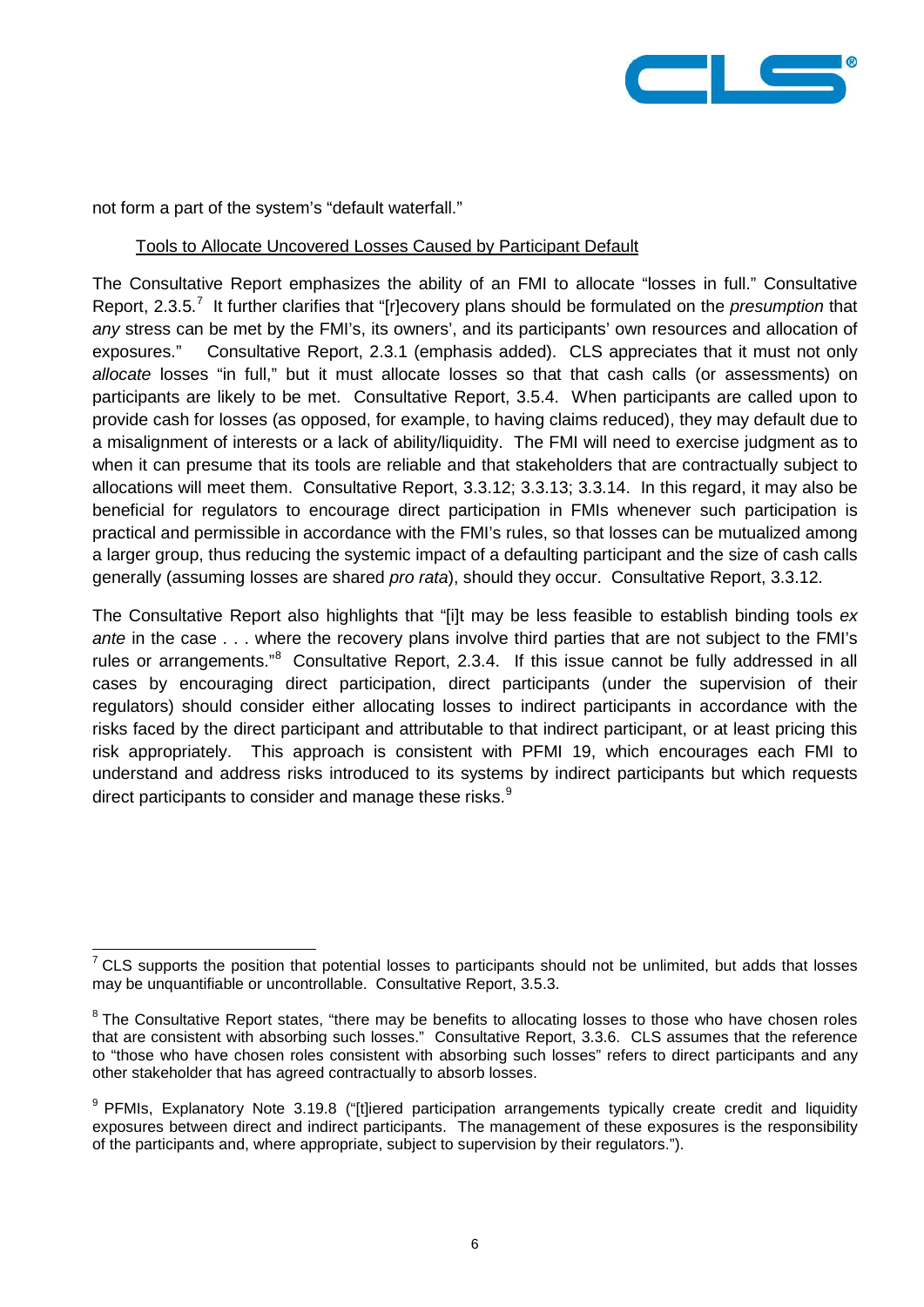not form a part of the system's "default waterfall."

Tools to Allocate Uncovered Losses Caused by Participant Default

The Consultative Report emphasizes the ability of an FMI to allocate "losses in full." Consultative Report, 2.3.5.[7] It further clarifies that "[r]ecovery plans should be formulated on the *presumption* that *any* stress can be met by the FMI's, its owners', and its participants' own resources and allocation of exposures." Consultative Report, 2.3.1 (emphasis added). CLS appreciates that it must not only *allocate* losses "in full," but it must allocate losses so that that cash calls (or assessments) on participants are likely to be met. Consultative Report, 3.5.4. When participants are called upon to provide cash for losses (as opposed, for example, to having claims reduced), they may default due to a misalignment of interests or a lack of ability/liquidity. The FMI will need to exercise judgment as to when it can presume that its tools are reliable and that stakeholders that are contractually subject to allocations will meet them. Consultative Report, 3.3.12; 3.3.13; 3.3.14. In this regard, it may also be beneficial for regulators to encourage direct participation in FMIs whenever such participation is practical and permissible in accordance with the FMI's rules, so that losses can be mutualized among a larger group, thus reducing the systemic impact of a defaulting participant and the size of cash calls generally (assuming losses are shared *pro rata*), should they occur. Consultative Report, 3.3.12.

The Consultative Report also highlights that "[i]t may be less feasible to establish binding tools *ex ante* in the case . . . where the recovery plans involve third parties that are not subject to the FMI's rules or arrangements."[8] Consultative Report, 2.3.4. If this issue cannot be fully addressed in all cases by encouraging direct participation, direct participants (under the supervision of their regulators) should consider either allocating losses to indirect participants in accordance with the risks faced by the direct participant and attributable to that indirect participant, or at least pricing this risk appropriately. This approach is consistent with PFMI 19, which encourages each FMI to understand and address risks introduced to its systems by indirect participants but which requests direct participants to consider and manage these risks.[9]

---

[7] CLS supports the position that potential losses to participants should not be unlimited, but adds that losses may be unquantifiable or uncontrollable. Consultative Report, 3.5.3.

[8] The Consultative Report states, "there may be benefits to allocating losses to those who have chosen roles that are consistent with absorbing such losses." Consultative Report, 3.3.6. CLS assumes that the reference to "those who have chosen roles consistent with absorbing such losses" refers to direct participants and any other stakeholder that has agreed contractually to absorb losses.

[9] PFMIs, Explanatory Note 3.19.8 ("[t]iered participation arrangements typically create credit and liquidity exposures between direct and indirect participants. The management of these exposures is the responsibility of the participants and, where appropriate, subject to supervision by their regulators.").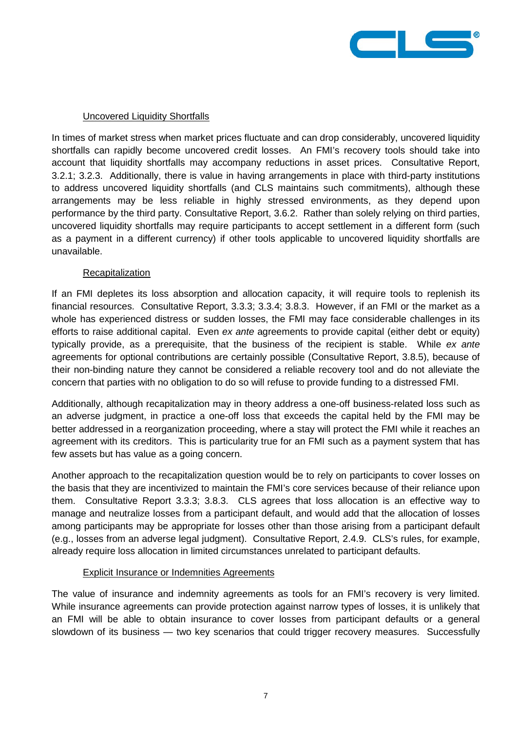Uncovered Liquidity Shortfalls

In times of market stress when market prices fluctuate and can drop considerably, uncovered liquidity shortfalls can rapidly become uncovered credit losses. An FMI's recovery tools should take into account that liquidity shortfalls may accompany reductions in asset prices. Consultative Report, 3.2.1; 3.2.3. Additionally, there is value in having arrangements in place with third-party institutions to address uncovered liquidity shortfalls (and CLS maintains such commitments), although these arrangements may be less reliable in highly stressed environments, as they depend upon performance by the third party. Consultative Report, 3.6.2. Rather than solely relying on third parties, uncovered liquidity shortfalls may require participants to accept settlement in a different form (such as a payment in a different currency) if other tools applicable to uncovered liquidity shortfalls are unavailable.

Recapitalization

If an FMI depletes its loss absorption and allocation capacity, it will require tools to replenish its financial resources. Consultative Report, 3.3.3; 3.3.4; 3.8.3. However, if an FMI or the market as a whole has experienced distress or sudden losses, the FMI may face considerable challenges in its efforts to raise additional capital. Even *ex ante* agreements to provide capital (either debt or equity) typically provide, as a prerequisite, that the business of the recipient is stable. While *ex ante* agreements for optional contributions are certainly possible (Consultative Report, 3.8.5), because of their non-binding nature they cannot be considered a reliable recovery tool and do not alleviate the concern that parties with no obligation to do so will refuse to provide funding to a distressed FMI.

Additionally, although recapitalization may in theory address a one-off business-related loss such as an adverse judgment, in practice a one-off loss that exceeds the capital held by the FMI may be better addressed in a reorganization proceeding, where a stay will protect the FMI while it reaches an agreement with its creditors. This is particularity true for an FMI such as a payment system that has few assets but has value as a going concern.

Another approach to the recapitalization question would be to rely on participants to cover losses on the basis that they are incentivized to maintain the FMI's core services because of their reliance upon them. Consultative Report 3.3.3; 3.8.3. CLS agrees that loss allocation is an effective way to manage and neutralize losses from a participant default, and would add that the allocation of losses among participants may be appropriate for losses other than those arising from a participant default (e.g., losses from an adverse legal judgment). Consultative Report, 2.4.9. CLS's rules, for example, already require loss allocation in limited circumstances unrelated to participant defaults.

Explicit Insurance or Indemnities Agreements

The value of insurance and indemnity agreements as tools for an FMI's recovery is very limited. While insurance agreements can provide protection against narrow types of losses, it is unlikely that an FMI will be able to obtain insurance to cover losses from participant defaults or a general slowdown of its business — two key scenarios that could trigger recovery measures. Successfully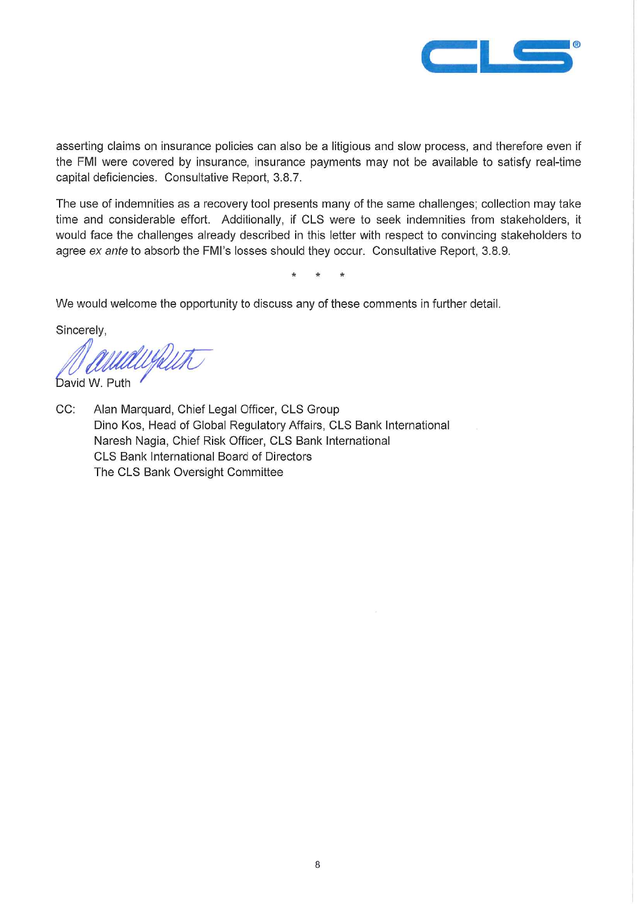asserting claims on insurance policies can also be a litigious and slow process, and therefore even if the FMI were covered by insurance, insurance payments may not be available to satisfy real-time capital deficiencies. Consultative Report, 3.8.7.

The use of indemnities as a recovery tool presents many of the same challenges; collection may take time and considerable effort. Additionally, if CLS were to seek indemnities from stakeholders, it would face the challenges already described in this letter with respect to convincing stakeholders to agree *ex ante* to absorb the FMI's losses should they occur. Consultative Report, 3.8.9.

\* \* \*

We would welcome the opportunity to discuss any of these comments in further detail.

Sincerely,

David W. Puth

CC: Alan Marquard, Chief Legal Officer, CLS Group
Dino Kos, Head of Global Regulatory Affairs, CLS Bank International
Naresh Nagia, Chief Risk Officer, CLS Bank International
CLS Bank International Board of Directors
The CLS Bank Oversight Committee